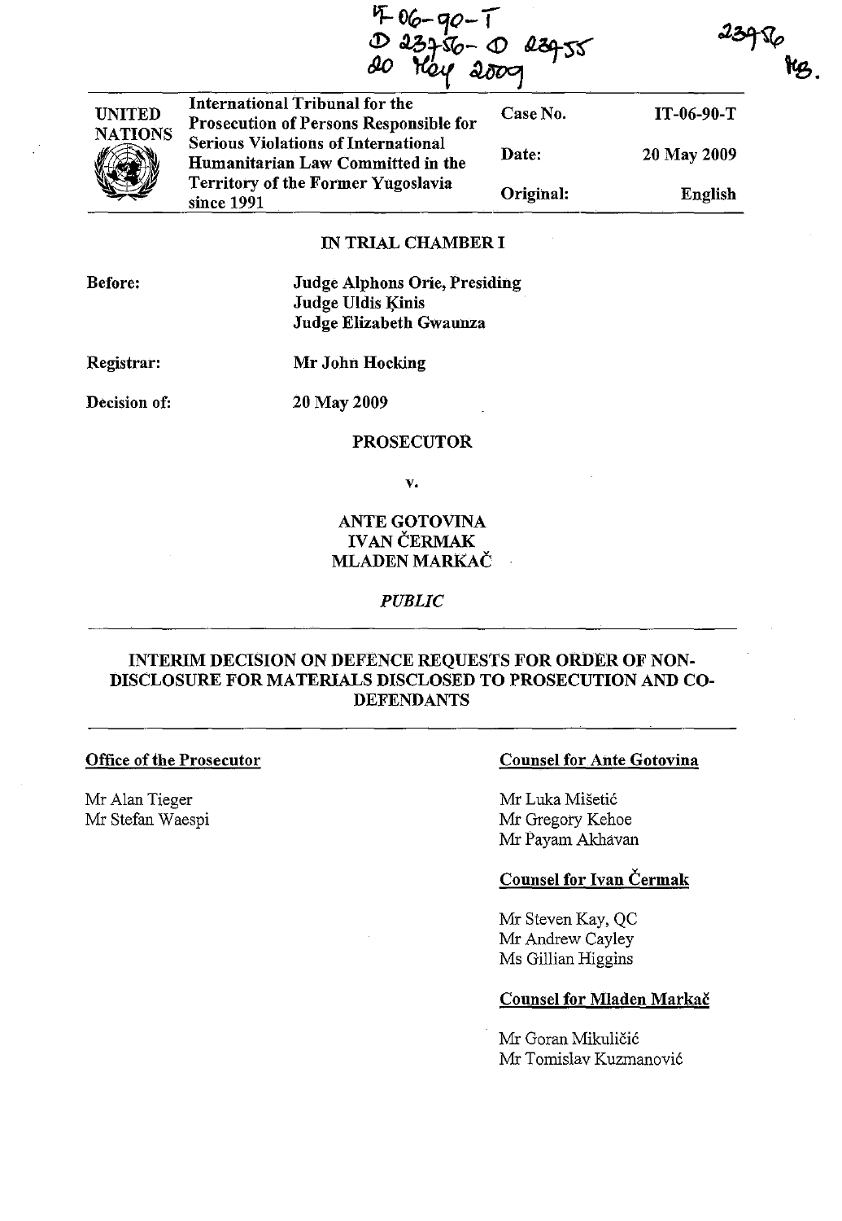IT-06-90-T
D 23756 - D 23755
20 May 2009

23756
MB.

| UNITED NATIONS | International Tribunal for the Prosecution of Persons Responsible for Serious Violations of International Humanitarian Law Committed in the Territory of the Former Yugoslavia since 1991 | Case No. | IT-06-90-T |
|---|---|---|---|
| | | Date: | 20 May 2009 |
| | | Original: | English |

**IN TRIAL CHAMBER I**

**Before:** Judge Alphons Orie, Presiding
Judge Uldis Ķinis
Judge Elizabeth Gwaunza

**Registrar:** Mr John Hocking

**Decision of:** 20 May 2009

**PROSECUTOR**

**v.**

**ANTE GOTOVINA**
**IVAN ČERMAK**
**MLADEN MARKAČ**

***PUBLIC***

**INTERIM DECISION ON DEFENCE REQUESTS FOR ORDER OF NON-DISCLOSURE FOR MATERIALS DISCLOSED TO PROSECUTION AND CO-DEFENDANTS**

**Office of the Prosecutor**

Mr Alan Tieger
Mr Stefan Waespi

**Counsel for Ante Gotovina**

Mr Luka Mišetić
Mr Gregory Kehoe
Mr Payam Akhavan

**Counsel for Ivan Čermak**

Mr Steven Kay, QC
Mr Andrew Cayley
Ms Gillian Higgins

**Counsel for Mladen Markač**

Mr Goran Mikuličić
Mr Tomislav Kuzmanović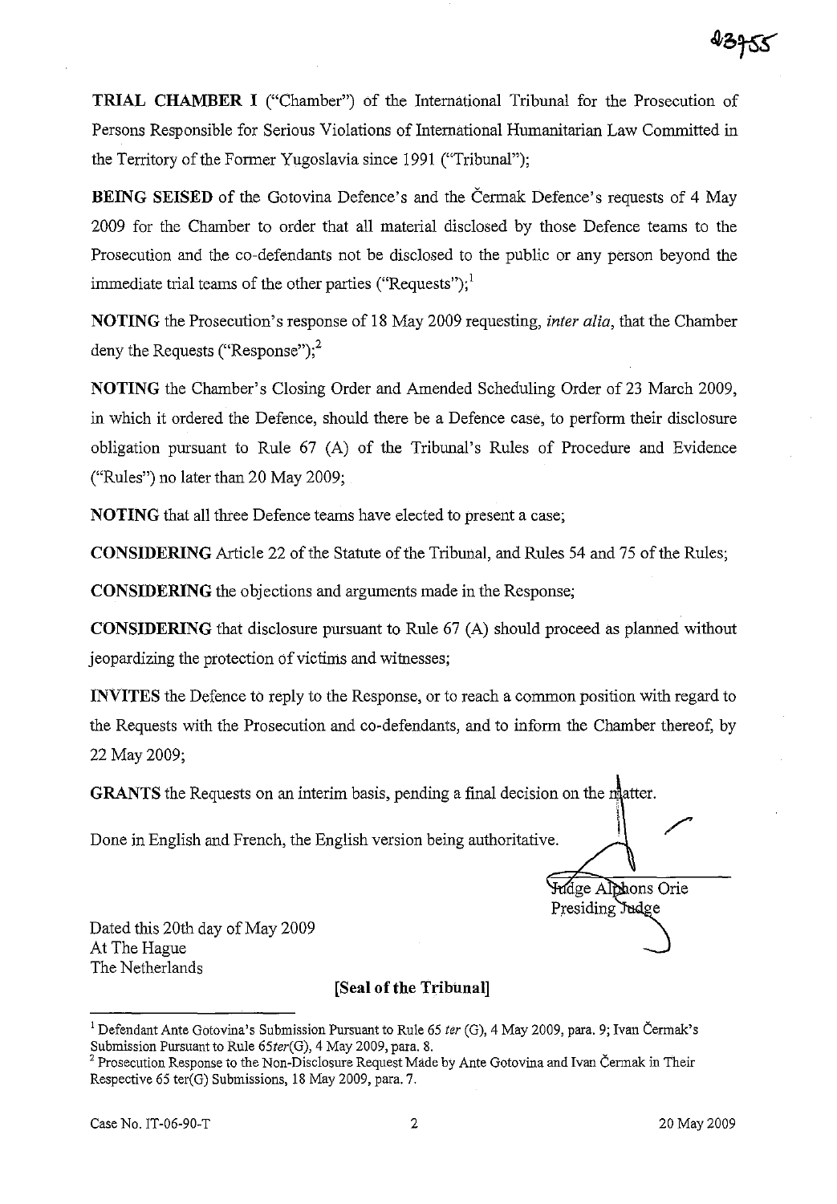**TRIAL CHAMBER I** ("Chamber") of the International Tribunal for the Prosecution of Persons Responsible for Serious Violations of International Humanitarian Law Committed in the Territory of the Former Yugoslavia since 1991 ("Tribunal");

**BEING SEISED** of the Gotovina Defence's and the Čermak Defence's requests of 4 May 2009 for the Chamber to order that all material disclosed by those Defence teams to the Prosecution and the co-defendants not be disclosed to the public or any person beyond the immediate trial teams of the other parties ("Requests");[1]

**NOTING** the Prosecution's response of 18 May 2009 requesting, *inter alia*, that the Chamber deny the Requests ("Response");[2]

**NOTING** the Chamber's Closing Order and Amended Scheduling Order of 23 March 2009, in which it ordered the Defence, should there be a Defence case, to perform their disclosure obligation pursuant to Rule 67 (A) of the Tribunal's Rules of Procedure and Evidence ("Rules") no later than 20 May 2009;

**NOTING** that all three Defence teams have elected to present a case;

**CONSIDERING** Article 22 of the Statute of the Tribunal, and Rules 54 and 75 of the Rules;

**CONSIDERING** the objections and arguments made in the Response;

**CONSIDERING** that disclosure pursuant to Rule 67 (A) should proceed as planned without jeopardizing the protection of victims and witnesses;

**INVITES** the Defence to reply to the Response, or to reach a common position with regard to the Requests with the Prosecution and co-defendants, and to inform the Chamber thereof, by 22 May 2009;

**GRANTS** the Requests on an interim basis, pending a final decision on the matter.

Done in English and French, the English version being authoritative.

Judge Alphons Orie
Presiding Judge

Dated this 20th day of May 2009
At The Hague
The Netherlands

**[Seal of the Tribunal]**

---

[1] Defendant Ante Gotovina's Submission Pursuant to Rule 65 *ter* (G), 4 May 2009, para. 9; Ivan Čermak's Submission Pursuant to Rule 65*ter*(G), 4 May 2009, para. 8.

[2] Prosecution Response to the Non-Disclosure Request Made by Ante Gotovina and Ivan Čermak in Their Respective 65 ter(G) Submissions, 18 May 2009, para. 7.